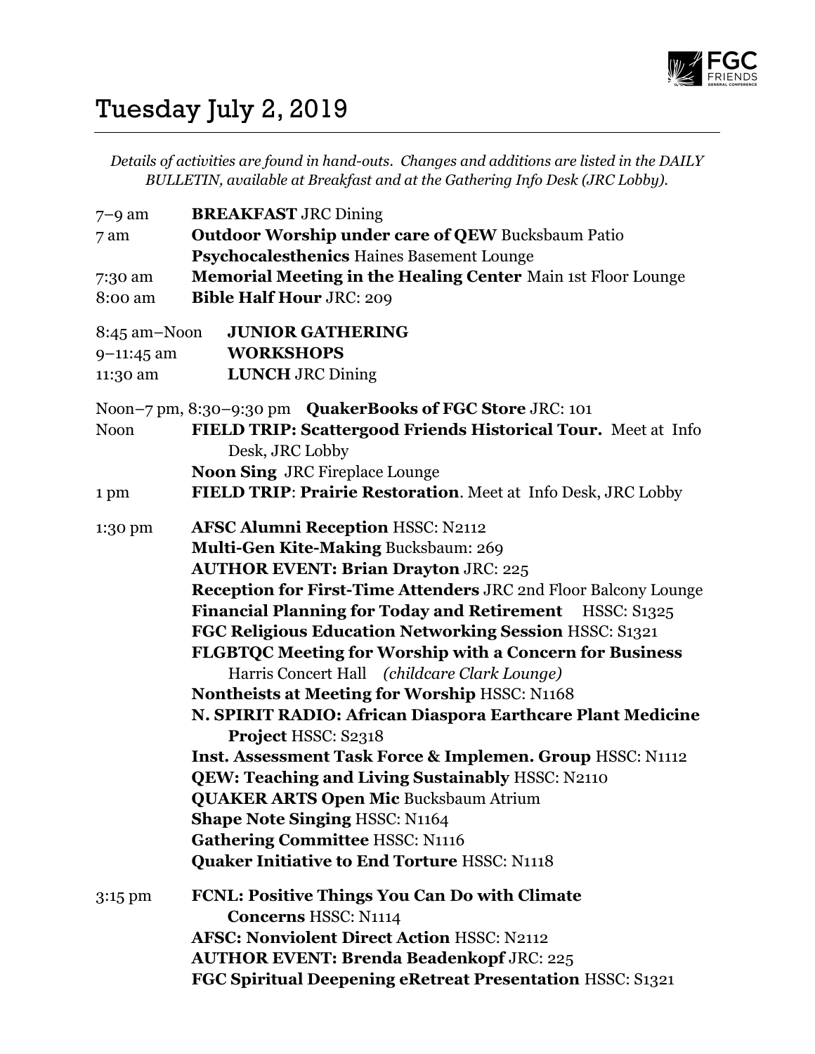# Tuesday July 2, 2019

*Details of activities are found in hand-outs. Changes and additions are listed in the DAILY BULLETIN, available at Breakfast and at the Gathering Info Desk (JRC Lobby).*

7–9 am **BREAKFAST** JRC Dining

7 am **Outdoor Worship under care of QEW** Bucksbaum Patio

**Psychocalesthenics** Haines Basement Lounge

7:30 am **Memorial Meeting in the Healing Center** Main 1st Floor Lounge

8:00 am **Bible Half Hour** JRC: 209

8:45 am–Noon **JUNIOR GATHERING**

9–11:45 am **WORKSHOPS**

11:30 am **LUNCH** JRC Dining

Noon–7 pm, 8:30–9:30 pm **QuakerBooks of FGC Store** JRC: 101

Noon **FIELD TRIP: Scattergood Friends Historical Tour.** Meet at Info Desk, JRC Lobby

**Noon Sing** JRC Fireplace Lounge

1 pm **FIELD TRIP**: **Prairie Restoration**. Meet at Info Desk, JRC Lobby

1:30 pm **AFSC Alumni Reception** HSSC: N2112

**Multi-Gen Kite-Making** Bucksbaum: 269

**AUTHOR EVENT: Brian Drayton** JRC: 225

**Reception for First-Time Attenders** JRC 2nd Floor Balcony Lounge

**Financial Planning for Today and Retirement** HSSC: S1325

**FGC Religious Education Networking Session** HSSC: S1321

**FLGBTQC Meeting for Worship with a Concern for Business** Harris Concert Hall *(childcare Clark Lounge)*

**Nontheists at Meeting for Worship** HSSC: N1168

**N. SPIRIT RADIO: African Diaspora Earthcare Plant Medicine Project** HSSC: S2318

**Inst. Assessment Task Force & Implemen. Group** HSSC: N1112

**QEW: Teaching and Living Sustainably** HSSC: N2110

**QUAKER ARTS Open Mic** Bucksbaum Atrium

**Shape Note Singing** HSSC: N1164

**Gathering Committee** HSSC: N1116

**Quaker Initiative to End Torture** HSSC: N1118

3:15 pm **FCNL: Positive Things You Can Do with Climate Concerns** HSSC: N1114

**AFSC: Nonviolent Direct Action** HSSC: N2112

**AUTHOR EVENT: Brenda Beadenkopf** JRC: 225

**FGC Spiritual Deepening eRetreat Presentation** HSSC: S1321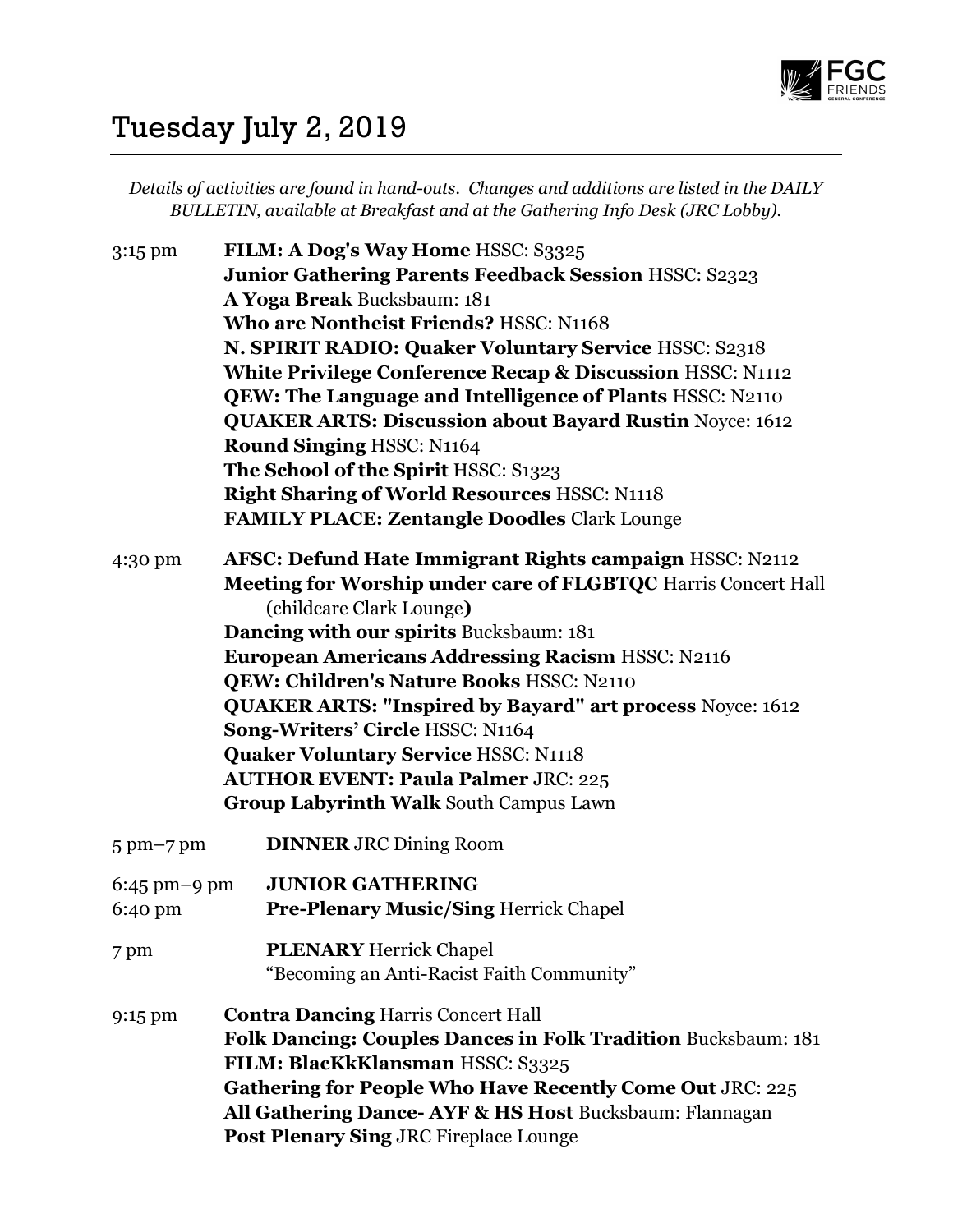# Tuesday July 2, 2019

*Details of activities are found in hand-outs. Changes and additions are listed in the DAILY BULLETIN, available at Breakfast and at the Gathering Info Desk (JRC Lobby).*

3:15 pm
**FILM: A Dog's Way Home** HSSC: S3325
**Junior Gathering Parents Feedback Session** HSSC: S2323
**A Yoga Break** Bucksbaum: 181
**Who are Nontheist Friends?** HSSC: N1168
**N. SPIRIT RADIO: Quaker Voluntary Service** HSSC: S2318
**White Privilege Conference Recap & Discussion** HSSC: N1112
**QEW: The Language and Intelligence of Plants** HSSC: N2110
**QUAKER ARTS: Discussion about Bayard Rustin** Noyce: 1612
**Round Singing** HSSC: N1164
**The School of the Spirit** HSSC: S1323
**Right Sharing of World Resources** HSSC: N1118
**FAMILY PLACE: Zentangle Doodles** Clark Lounge

4:30 pm
**AFSC: Defund Hate Immigrant Rights campaign** HSSC: N2112
**Meeting for Worship under care of FLGBTQC** Harris Concert Hall (childcare Clark Lounge**)**
**Dancing with our spirits** Bucksbaum: 181
**European Americans Addressing Racism** HSSC: N2116
**QEW: Children's Nature Books** HSSC: N2110
**QUAKER ARTS: "Inspired by Bayard" art process** Noyce: 1612
**Song-Writers' Circle** HSSC: N1164
**Quaker Voluntary Service** HSSC: N1118
**AUTHOR EVENT: Paula Palmer** JRC: 225
**Group Labyrinth Walk** South Campus Lawn

5 pm–7 pm
**DINNER** JRC Dining Room

6:45 pm–9 pm
**JUNIOR GATHERING**

6:40 pm
**Pre-Plenary Music/Sing** Herrick Chapel

7 pm
**PLENARY** Herrick Chapel
"Becoming an Anti-Racist Faith Community"

9:15 pm
**Contra Dancing** Harris Concert Hall
**Folk Dancing: Couples Dances in Folk Tradition** Bucksbaum: 181
**FILM: BlacKkKlansman** HSSC: S3325
**Gathering for People Who Have Recently Come Out** JRC: 225
**All Gathering Dance- AYF & HS Host** Bucksbaum: Flannagan
**Post Plenary Sing** JRC Fireplace Lounge